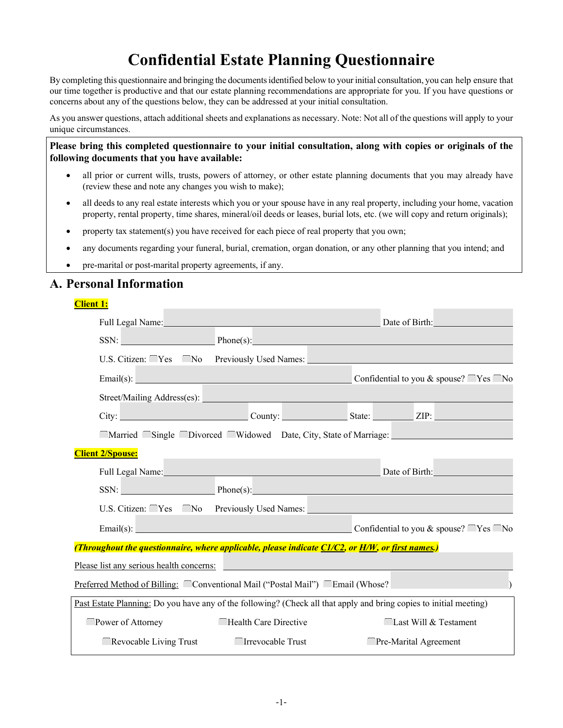# Confidential Estate Planning Questionnaire

By completing this questionnaire and bringing the documents identified below to your initial consultation, you can help ensure that our time together is productive and that our estate planning recommendations are appropriate for you. If you have questions or concerns about any of the questions below, they can be addressed at your initial consultation.

As you answer questions, attach additional sheets and explanations as necessary. Note: Not all of the questions will apply to your unique circumstances.

**Please bring this completed questionnaire to your initial consultation, along with copies or originals of the following documents that you have available:**

- all prior or current wills, trusts, powers of attorney, or other estate planning documents that you may already have (review these and note any changes you wish to make);
- all deeds to any real estate interests which you or your spouse have in any real property, including your home, vacation property, rental property, time shares, mineral/oil deeds or leases, burial lots, etc. (we will copy and return originals);
- property tax statement(s) you have received for each piece of real property that you own;
- any documents regarding your funeral, burial, cremation, organ donation, or any other planning that you intend; and
- pre-marital or post-marital property agreements, if any.

## A. Personal Information

**Client 1:**

Full Legal Name: ______________________ Date of Birth: __________

SSN: __________ Phone(s): ______________________

U.S. Citizen: ☐Yes ☐No Previously Used Names: ______________________

Email(s): ______________________ Confidential to you & spouse? ☐Yes ☐No

Street/Mailing Address(es): ______________________

City: __________ County: __________ State: __________ ZIP: __________

☐Married ☐Single ☐Divorced ☐Widowed Date, City, State of Marriage: ______________________

**Client 2/Spouse:**

Full Legal Name: ______________________ Date of Birth: __________

SSN: __________ Phone(s): ______________________

U.S. Citizen: ☐Yes ☐No Previously Used Names: ______________________

Email(s): ______________________ Confidential to you & spouse? ☐Yes ☐No

***(Throughout the questionnaire, where applicable, please indicate C1/C2, or H/W, or first names.)***

Please list any serious health concerns: ______________________

Preferred Method of Billing: ☐Conventional Mail ("Postal Mail") ☐Email (Whose? __________)

Past Estate Planning: Do you have any of the following? (Check all that apply and bring copies to initial meeting)

☐Power of Attorney ☐Health Care Directive ☐Last Will & Testament

☐Revocable Living Trust ☐Irrevocable Trust ☐Pre-Marital Agreement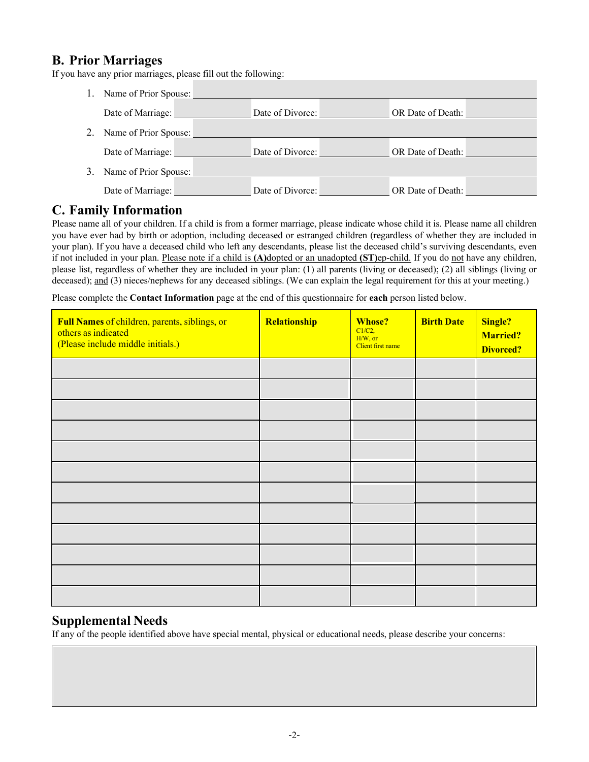## B. Prior Marriages

If you have any prior marriages, please fill out the following:

1. Name of Prior Spouse: ______________________________

   Date of Marriage: ______________ Date of Divorce: ______________ OR Date of Death: ______________

2. Name of Prior Spouse: ______________________________

   Date of Marriage: ______________ Date of Divorce: ______________ OR Date of Death: ______________

3. Name of Prior Spouse: ______________________________

   Date of Marriage: ______________ Date of Divorce: ______________ OR Date of Death: ______________

## C. Family Information

Please name all of your children. If a child is from a former marriage, please indicate whose child it is. Please name all children you have ever had by birth or adoption, including deceased or estranged children (regardless of whether they are included in your plan). If you have a deceased child who left any descendants, please list the deceased child's surviving descendants, even if not included in your plan. Please note if a child is **(A)**dopted or an unadopted **(ST)**ep-child. If you do not have any children, please list, regardless of whether they are included in your plan: (1) all parents (living or deceased); (2) all siblings (living or deceased); and (3) nieces/nephews for any deceased siblings. (We can explain the legal requirement for this at your meeting.)

Please complete the **Contact Information** page at the end of this questionnaire for **each** person listed below.

| **Full Names** of children, parents, siblings, or others as indicated (Please include middle initials.) | **Relationship** | **Whose?** C1/C2, H/W, or Client first name | **Birth Date** | **Single? Married? Divorced?** |
|---|---|---|---|---|
| | | | | |
| | | | | |
| | | | | |
| | | | | |
| | | | | |
| | | | | |
| | | | | |
| | | | | |
| | | | | |
| | | | | |
| | | | | |
| | | | | |

## Supplemental Needs

If any of the people identified above have special mental, physical or educational needs, please describe your concerns: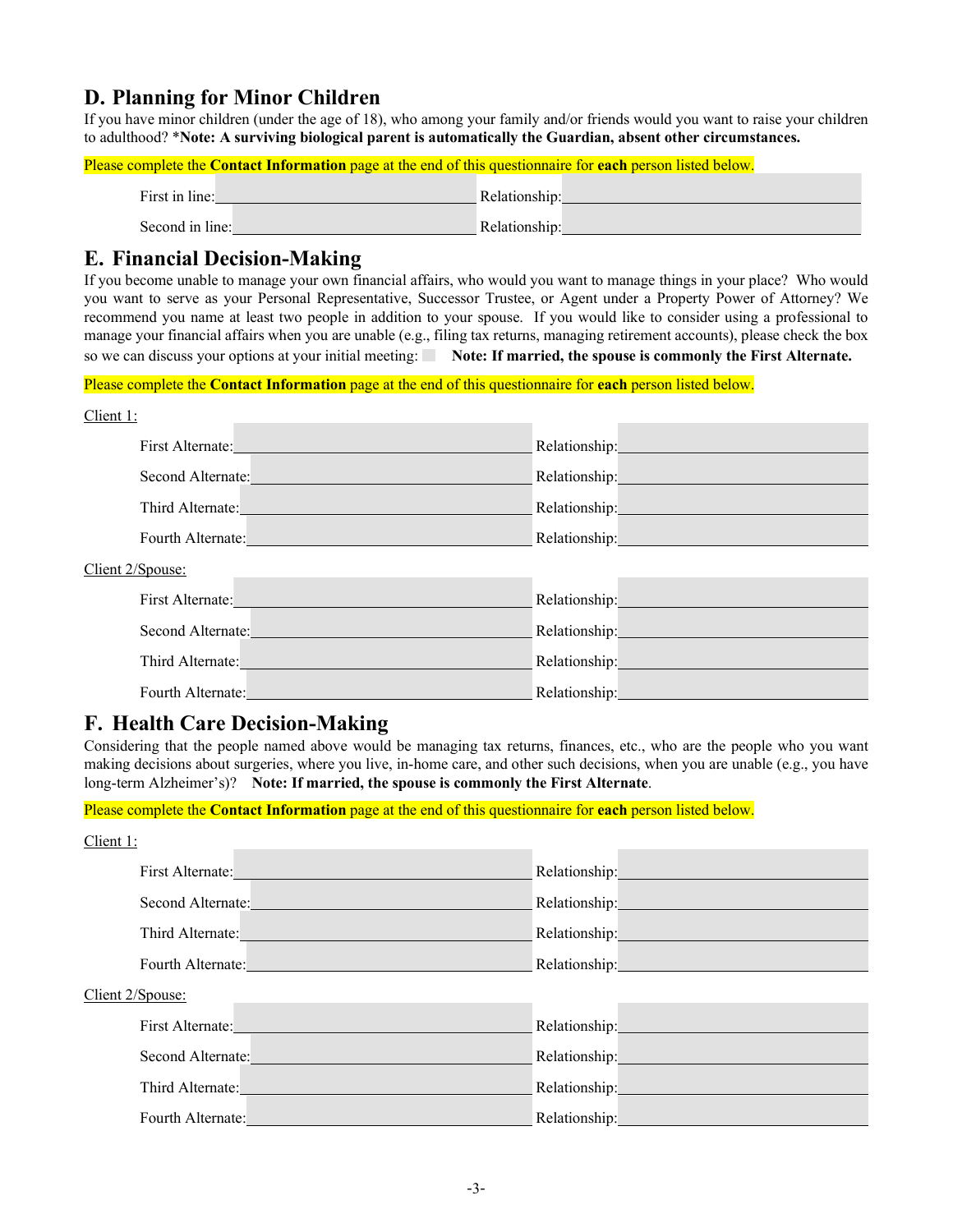## D. Planning for Minor Children

If you have minor children (under the age of 18), who among your family and/or friends would you want to raise your children to adulthood? ***Note: A surviving biological parent is automatically the Guardian, absent other circumstances.**

Please complete the **Contact Information** page at the end of this questionnaire for **each** person listed below.

First in line: ______________________ Relationship: ______________________

Second in line: ______________________ Relationship: ______________________

## E. Financial Decision-Making

If you become unable to manage your own financial affairs, who would you want to manage things in your place? Who would you want to serve as your Personal Representative, Successor Trustee, or Agent under a Property Power of Attorney? We recommend you name at least two people in addition to your spouse. If you would like to consider using a professional to manage your financial affairs when you are unable (e.g., filing tax returns, managing retirement accounts), please check the box so we can discuss your options at your initial meeting: ☐ **Note: If married, the spouse is commonly the First Alternate.**

Please complete the **Contact Information** page at the end of this questionnaire for **each** person listed below.

Client 1:

First Alternate: ______________________ Relationship: ______________________

Second Alternate: ______________________ Relationship: ______________________

Third Alternate: ______________________ Relationship: ______________________

Fourth Alternate: ______________________ Relationship: ______________________

Client 2/Spouse:

First Alternate: ______________________ Relationship: ______________________

Second Alternate: ______________________ Relationship: ______________________

Third Alternate: ______________________ Relationship: ______________________

Fourth Alternate: ______________________ Relationship: ______________________

## F. Health Care Decision-Making

Considering that the people named above would be managing tax returns, finances, etc., who are the people who you want making decisions about surgeries, where you live, in-home care, and other such decisions, when you are unable (e.g., you have long-term Alzheimer's)? **Note: If married, the spouse is commonly the First Alternate**.

Please complete the **Contact Information** page at the end of this questionnaire for **each** person listed below.

Client 1:

First Alternate: ______________________ Relationship: ______________________

Second Alternate: ______________________ Relationship: ______________________

Third Alternate: ______________________ Relationship: ______________________

Fourth Alternate: ______________________ Relationship: ______________________

Client 2/Spouse:

First Alternate: ______________________ Relationship: ______________________

Second Alternate: ______________________ Relationship: ______________________

Third Alternate: ______________________ Relationship: ______________________

Fourth Alternate: ______________________ Relationship: ______________________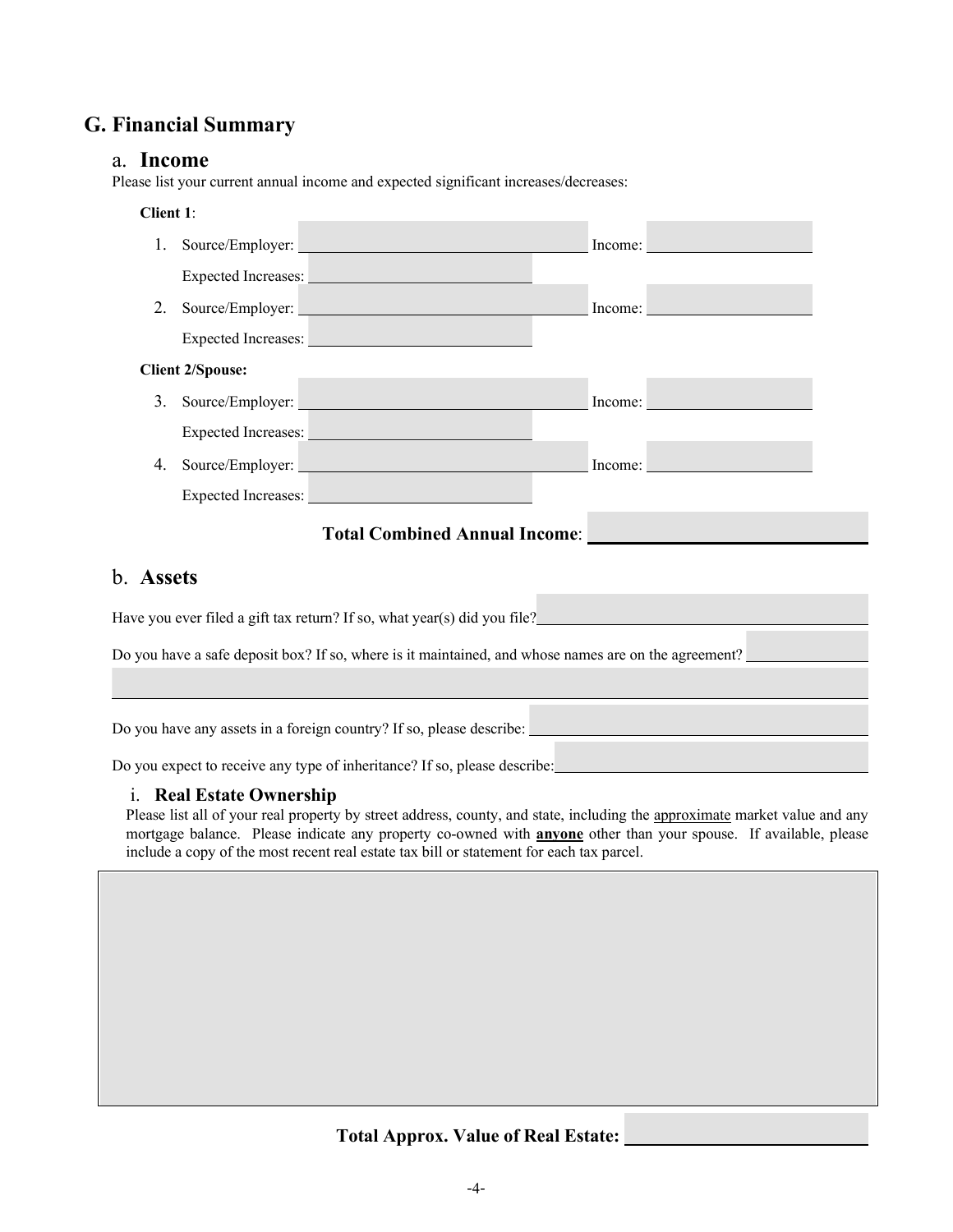## G. Financial Summary

### a. Income

Please list your current annual income and expected significant increases/decreases:

**Client 1**:

1. Source/Employer: ______________________ Income: ______________

   Expected Increases: ______________________

2. Source/Employer: ______________________ Income: ______________

   Expected Increases: ______________________

**Client 2/Spouse:**

3. Source/Employer: ______________________ Income: ______________

   Expected Increases: ______________________

4. Source/Employer: ______________________ Income: ______________

   Expected Increases: ______________________

**Total Combined Annual Income**: ______________________

### b. **Assets**

Have you ever filed a gift tax return? If so, what year(s) did you file? ______________________

Do you have a safe deposit box? If so, where is it maintained, and whose names are on the agreement? ______________________

Do you have any assets in a foreign country? If so, please describe: ______________________

Do you expect to receive any type of inheritance? If so, please describe: ______________________

#### i. **Real Estate Ownership**

Please list all of your real property by street address, county, and state, including the approximate market value and any mortgage balance. Please indicate any property co-owned with **anyone** other than your spouse. If available, please include a copy of the most recent real estate tax bill or statement for each tax parcel.

**Total Approx. Value of Real Estate:** ______________________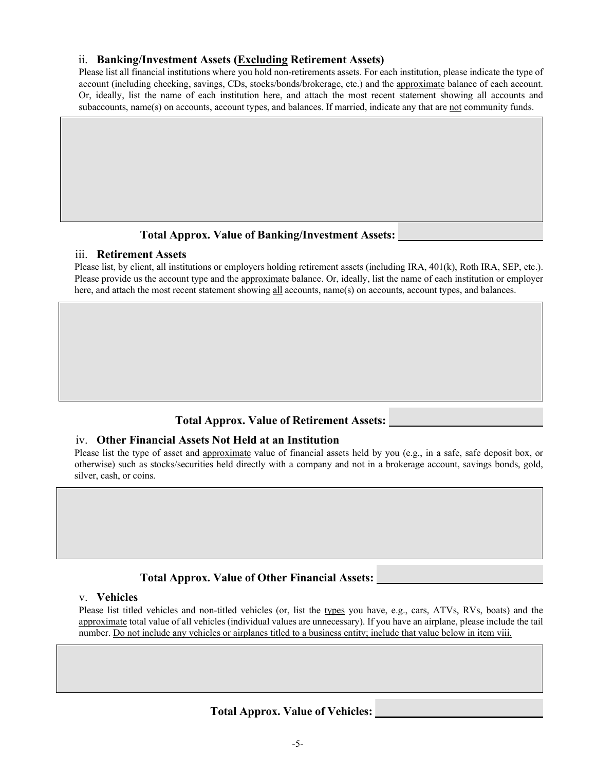### ii. **Banking/Investment Assets (<u>Excluding</u> Retirement Assets)**

Please list all financial institutions where you hold non-retirements assets. For each institution, please indicate the type of account (including checking, savings, CDs, stocks/bonds/brokerage, etc.) and the <u>approximate</u> balance of each account. Or, ideally, list the name of each institution here, and attach the most recent statement showing <u>all</u> accounts and subaccounts, name(s) on accounts, account types, and balances. If married, indicate any that are <u>not</u> community funds.

**Total Approx. Value of Banking/Investment Assets:** ______________________

### iii. **Retirement Assets**

Please list, by client, all institutions or employers holding retirement assets (including IRA, 401(k), Roth IRA, SEP, etc.). Please provide us the account type and the <u>approximate</u> balance. Or, ideally, list the name of each institution or employer here, and attach the most recent statement showing <u>all</u> accounts, name(s) on accounts, account types, and balances.

**Total Approx. Value of Retirement Assets:** ______________________

### iv. **Other Financial Assets Not Held at an Institution**

Please list the type of asset and <u>approximate</u> value of financial assets held by you (e.g., in a safe, safe deposit box, or otherwise) such as stocks/securities held directly with a company and not in a brokerage account, savings bonds, gold, silver, cash, or coins.

**Total Approx. Value of Other Financial Assets:** ______________________

### v. **Vehicles**

Please list titled vehicles and non-titled vehicles (or, list the <u>types</u> you have, e.g., cars, ATVs, RVs, boats) and the <u>approximate</u> total value of all vehicles (individual values are unnecessary). If you have an airplane, please include the tail number. <u>Do not include any vehicles or airplanes titled to a business entity; include that value below in item viii.</u>

**Total Approx. Value of Vehicles:** ______________________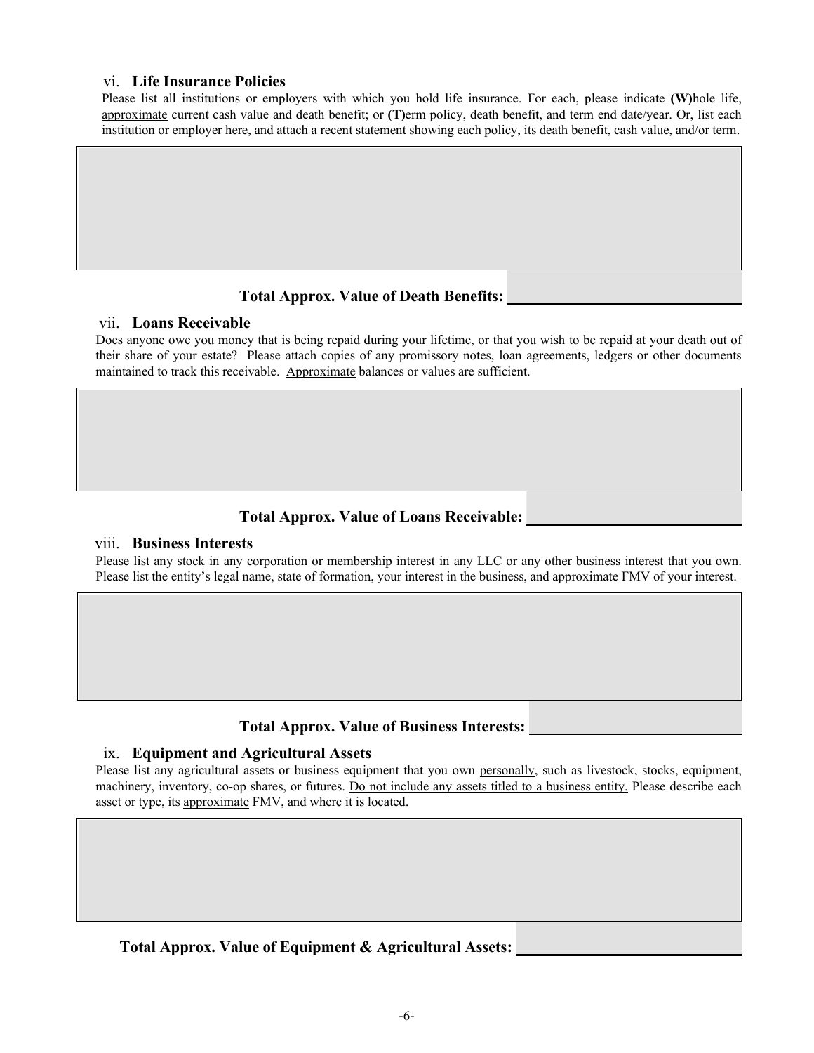### vi. **Life Insurance Policies**

Please list all institutions or employers with which you hold life insurance. For each, please indicate **(W)**hole life, approximate current cash value and death benefit; or **(T)**erm policy, death benefit, and term end date/year. Or, list each institution or employer here, and attach a recent statement showing each policy, its death benefit, cash value, and/or term.

**Total Approx. Value of Death Benefits:** ____________________________

### vii. **Loans Receivable**

Does anyone owe you money that is being repaid during your lifetime, or that you wish to be repaid at your death out of their share of your estate? Please attach copies of any promissory notes, loan agreements, ledgers or other documents maintained to track this receivable. Approximate balances or values are sufficient.

**Total Approx. Value of Loans Receivable:** ____________________________

### viii. **Business Interests**

Please list any stock in any corporation or membership interest in any LLC or any other business interest that you own. Please list the entity's legal name, state of formation, your interest in the business, and approximate FMV of your interest.

**Total Approx. Value of Business Interests:** ____________________________

### ix. **Equipment and Agricultural Assets**

Please list any agricultural assets or business equipment that you own personally, such as livestock, stocks, equipment, machinery, inventory, co-op shares, or futures. Do not include any assets titled to a business entity. Please describe each asset or type, its approximate FMV, and where it is located.

**Total Approx. Value of Equipment & Agricultural Assets:** ____________________________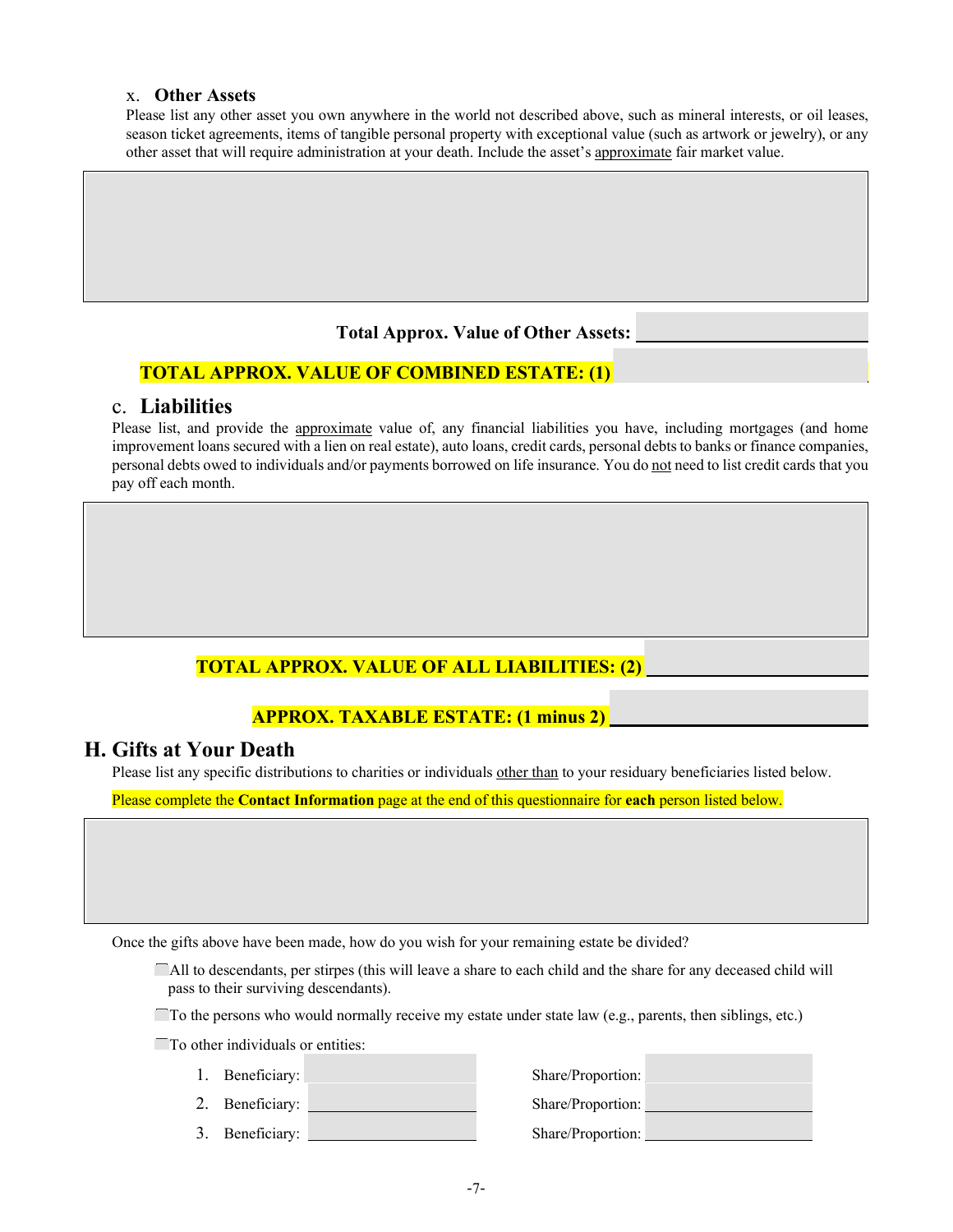### x. Other Assets

Please list any other asset you own anywhere in the world not described above, such as mineral interests, or oil leases, season ticket agreements, items of tangible personal property with exceptional value (such as artwork or jewelry), or any other asset that will require administration at your death. Include the asset's approximate fair market value.

**Total Approx. Value of Other Assets:** ______________________

**TOTAL APPROX. VALUE OF COMBINED ESTATE: (1)** ______________________

## c. Liabilities

Please list, and provide the approximate value of, any financial liabilities you have, including mortgages (and home improvement loans secured with a lien on real estate), auto loans, credit cards, personal debts to banks or finance companies, personal debts owed to individuals and/or payments borrowed on life insurance. You do not need to list credit cards that you pay off each month.

**TOTAL APPROX. VALUE OF ALL LIABILITIES: (2)** ______________________

**APPROX. TAXABLE ESTATE: (1 minus 2)** ______________________

## H. Gifts at Your Death

Please list any specific distributions to charities or individuals other than to your residuary beneficiaries listed below.

Please complete the **Contact Information** page at the end of this questionnaire for **each** person listed below.

Once the gifts above have been made, how do you wish for your remaining estate be divided?

- ☐ All to descendants, per stirpes (this will leave a share to each child and the share for any deceased child will pass to their surviving descendants).
- ☐ To the persons who would normally receive my estate under state law (e.g., parents, then siblings, etc.)
- ☐ To other individuals or entities:

1. Beneficiary: ______________________ Share/Proportion: ______________________
2. Beneficiary: ______________________ Share/Proportion: ______________________
3. Beneficiary: ______________________ Share/Proportion: ______________________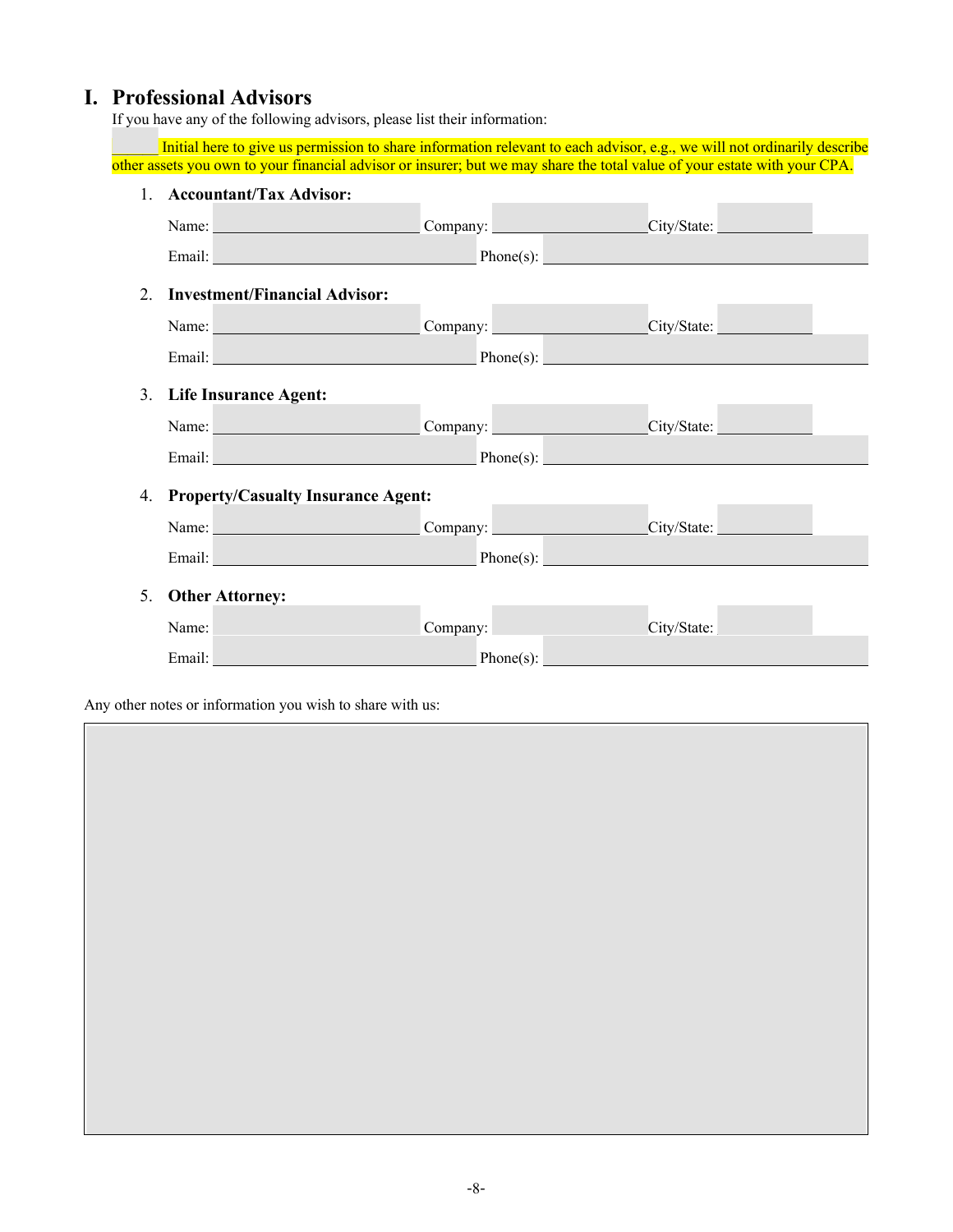## I. Professional Advisors

If you have any of the following advisors, please list their information:

______ Initial here to give us permission to share information relevant to each advisor, e.g., we will not ordinarily describe other assets you own to your financial advisor or insurer; but we may share the total value of your estate with your CPA.

1. **Accountant/Tax Advisor:**

   Name: ______________________ Company: ________________ City/State: __________

   Email: ____________________________ Phone(s): ______________________________

2. **Investment/Financial Advisor:**

   Name: ______________________ Company: ________________ City/State: __________

   Email: ____________________________ Phone(s): ______________________________

3. **Life Insurance Agent:**

   Name: ______________________ Company: ________________ City/State: __________

   Email: ____________________________ Phone(s): ______________________________

4. **Property/Casualty Insurance Agent:**

   Name: ______________________ Company: ________________ City/State: __________

   Email: ____________________________ Phone(s): ______________________________

5. **Other Attorney:**

   Name: ______________________ Company: ________________ City/State: __________

   Email: ____________________________ Phone(s): ______________________________

Any other notes or information you wish to share with us: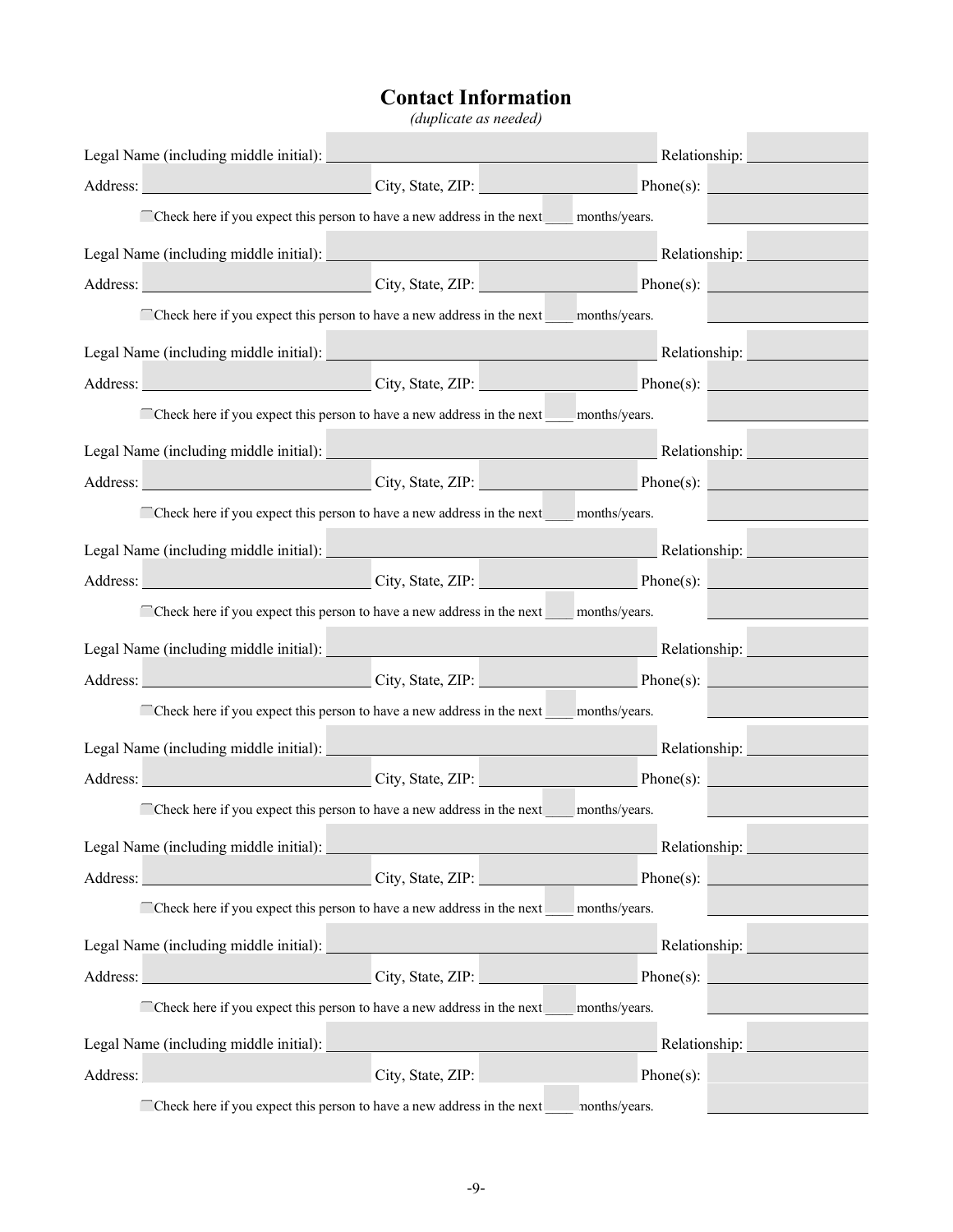# Contact Information

*(duplicate as needed)*

Legal Name (including middle initial): ______________________ Relationship: ______________

Address: ______________________ City, State, ZIP: ______________________ Phone(s): ______________

☐ Check here if you expect this person to have a new address in the next ____ months/years. ______________

Legal Name (including middle initial): ______________________ Relationship: ______________

Address: ______________________ City, State, ZIP: ______________________ Phone(s): ______________

☐ Check here if you expect this person to have a new address in the next ____ months/years. ______________

Legal Name (including middle initial): ______________________ Relationship: ______________

Address: ______________________ City, State, ZIP: ______________________ Phone(s): ______________

☐ Check here if you expect this person to have a new address in the next ____ months/years. ______________

Legal Name (including middle initial): ______________________ Relationship: ______________

Address: ______________________ City, State, ZIP: ______________________ Phone(s): ______________

☐ Check here if you expect this person to have a new address in the next ____ months/years. ______________

Legal Name (including middle initial): ______________________ Relationship: ______________

Address: ______________________ City, State, ZIP: ______________________ Phone(s): ______________

☐ Check here if you expect this person to have a new address in the next ____ months/years. ______________

Legal Name (including middle initial): ______________________ Relationship: ______________

Address: ______________________ City, State, ZIP: ______________________ Phone(s): ______________

☐ Check here if you expect this person to have a new address in the next ____ months/years. ______________

Legal Name (including middle initial): ______________________ Relationship: ______________

Address: ______________________ City, State, ZIP: ______________________ Phone(s): ______________

☐ Check here if you expect this person to have a new address in the next ____ months/years. ______________

Legal Name (including middle initial): ______________________ Relationship: ______________

Address: ______________________ City, State, ZIP: ______________________ Phone(s): ______________

☐ Check here if you expect this person to have a new address in the next ____ months/years. ______________

Legal Name (including middle initial): ______________________ Relationship: ______________

Address: ______________________ City, State, ZIP: ______________________ Phone(s): ______________

☐ Check here if you expect this person to have a new address in the next ____ months/years. ______________

Legal Name (including middle initial): ______________________ Relationship: ______________

Address: ______________________ City, State, ZIP: ______________________ Phone(s): ______________

☐ Check here if you expect this person to have a new address in the next ____ months/years. ______________